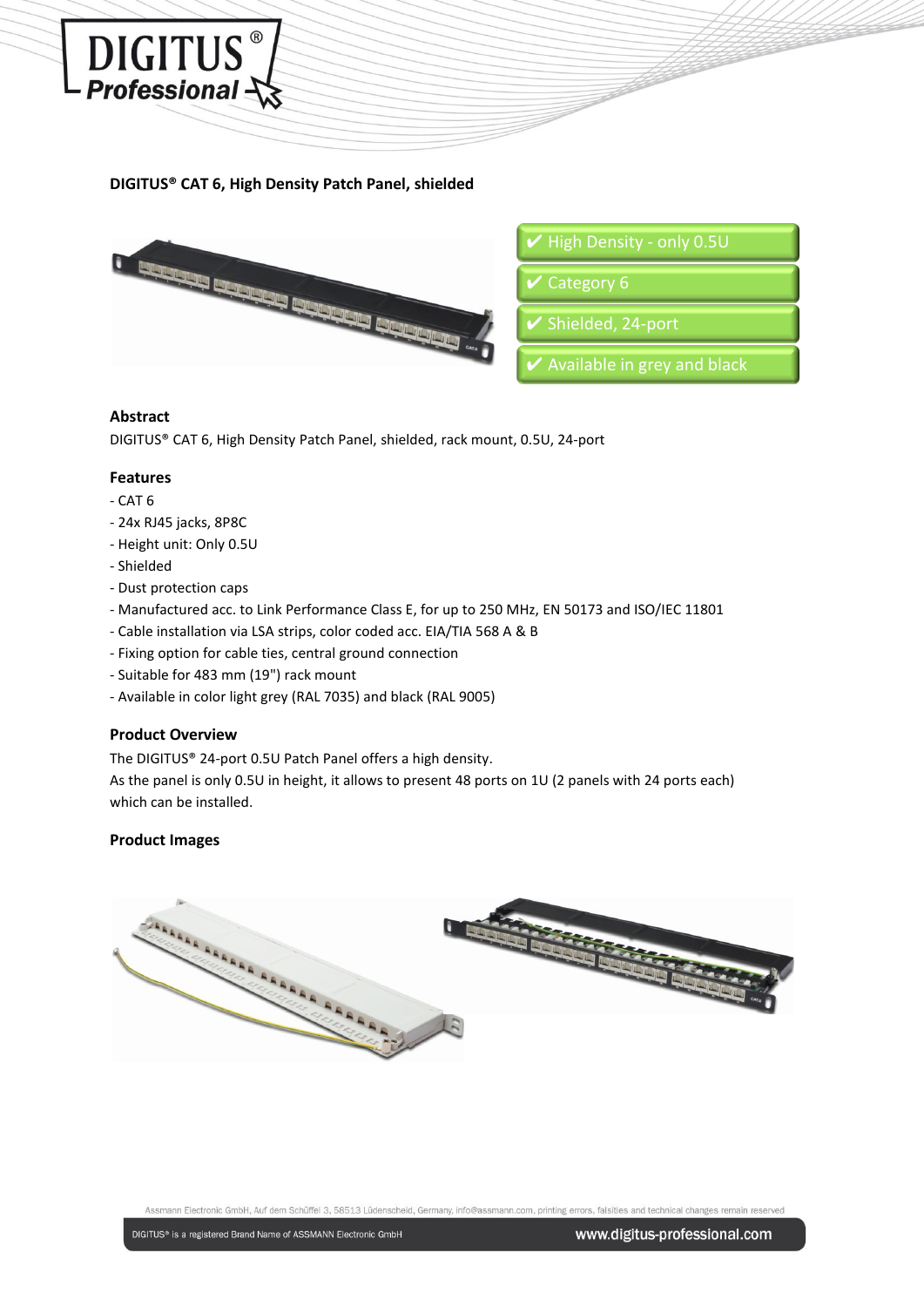# DIGITUS® CAT 6, High Density Patch Panel, shielded

- ✔ High Density - only 0.5U
- ✔ Category 6
- ✔ Shielded, 24-port
- ✔ Available in grey and black

## Abstract

DIGITUS® CAT 6, High Density Patch Panel, shielded, rack mount, 0.5U, 24-port

## Features

- CAT 6
- 24x RJ45 jacks, 8P8C
- Height unit: Only 0.5U
- Shielded
- Dust protection caps
- Manufactured acc. to Link Performance Class E, for up to 250 MHz, EN 50173 and ISO/IEC 11801
- Cable installation via LSA strips, color coded acc. EIA/TIA 568 A & B
- Fixing option for cable ties, central ground connection
- Suitable for 483 mm (19") rack mount
- Available in color light grey (RAL 7035) and black (RAL 9005)

## Product Overview

The DIGITUS® 24-port 0.5U Patch Panel offers a high density.
As the panel is only 0.5U in height, it allows to present 48 ports on 1U (2 panels with 24 ports each) which can be installed.

## Product Images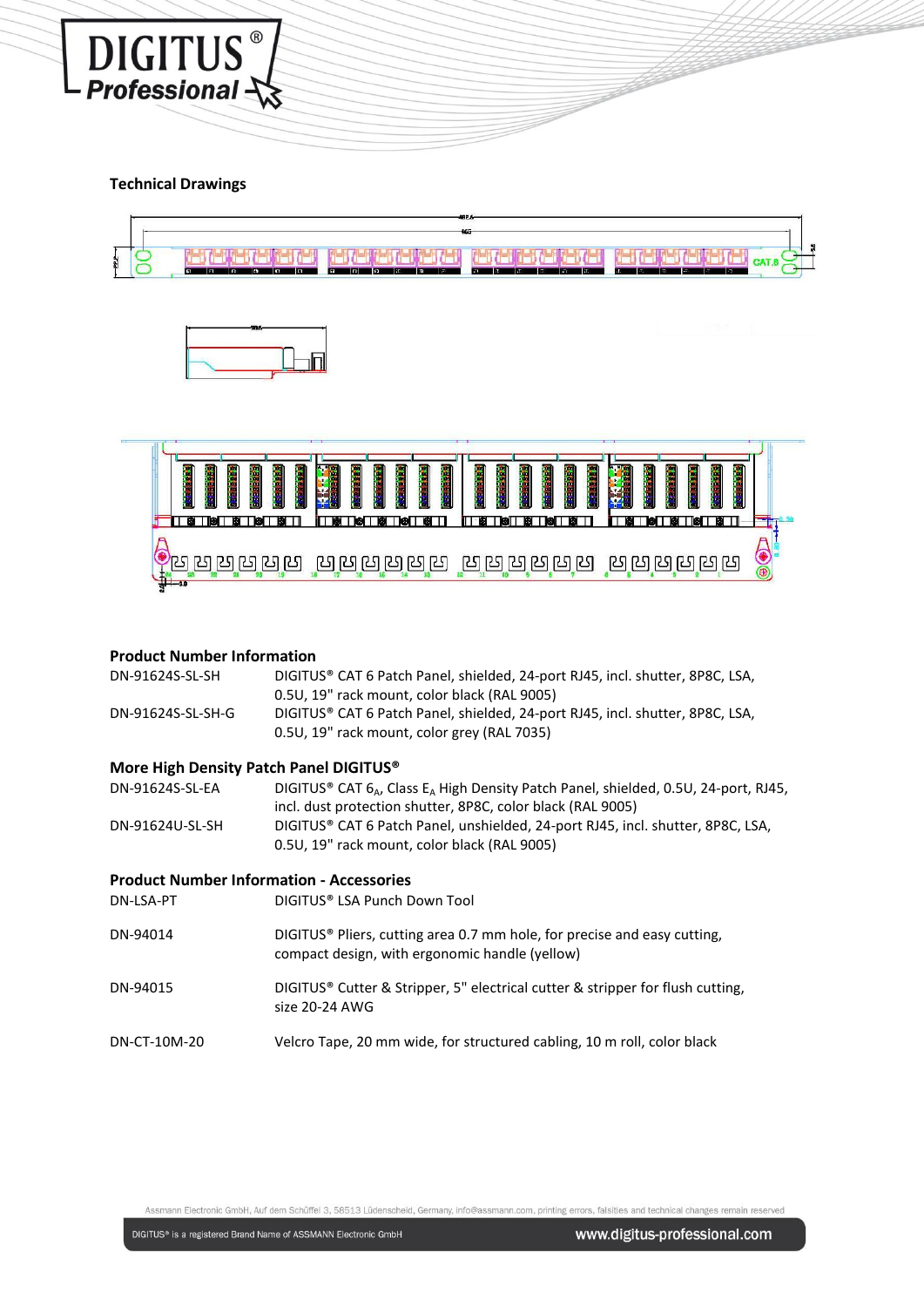## Technical Drawings

## Product Number Information

| | |
|---|---|
| DN-91624S-SL-SH | DIGITUS® CAT 6 Patch Panel, shielded, 24-port RJ45, incl. shutter, 8P8C, LSA, 0.5U, 19" rack mount, color black (RAL 9005) |
| DN-91624S-SL-SH-G | DIGITUS® CAT 6 Patch Panel, shielded, 24-port RJ45, incl. shutter, 8P8C, LSA, 0.5U, 19" rack mount, color grey (RAL 7035) |

## More High Density Patch Panel DIGITUS®

| | |
|---|---|
| DN-91624S-SL-EA | DIGITUS® CAT $6_A$, Class $E_A$ High Density Patch Panel, shielded, 0.5U, 24-port, RJ45, incl. dust protection shutter, 8P8C, color black (RAL 9005) |
| DN-91624U-SL-SH | DIGITUS® CAT 6 Patch Panel, unshielded, 24-port RJ45, incl. shutter, 8P8C, LSA, 0.5U, 19" rack mount, color black (RAL 9005) |

## Product Number Information - Accessories

| | |
|---|---|
| DN-LSA-PT | DIGITUS® LSA Punch Down Tool |
| DN-94014 | DIGITUS® Pliers, cutting area 0.7 mm hole, for precise and easy cutting, compact design, with ergonomic handle (yellow) |
| DN-94015 | DIGITUS® Cutter & Stripper, 5" electrical cutter & stripper for flush cutting, size 20-24 AWG |
| DN-CT-10M-20 | Velcro Tape, 20 mm wide, for structured cabling, 10 m roll, color black |